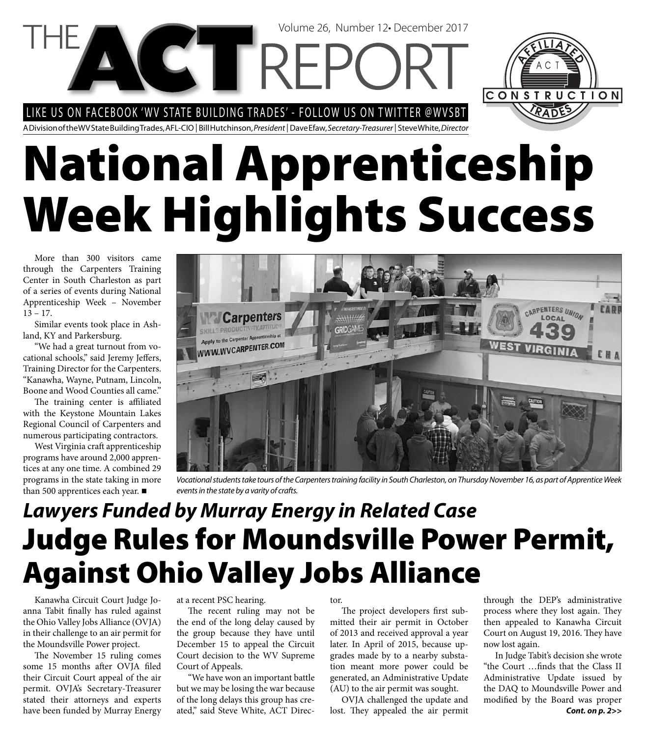# THE ACT REPORT

Volume 26, Number 12• December 2017

LIKE US ON FACEBOOK 'WV STATE BUILDING TRADES' - FOLLOW US ON TWITTER @WVSBT

A Division of the WV State Building Trades, AFL-CIO | Bill Hutchinson, *President* | Dave Efaw, *Secretary-Treasurer* | Steve White, *Director*

# National Apprenticeship Week Highlights Success

More than 300 visitors came through the Carpenters Training Center in South Charleston as part of a series of events during National Apprenticeship Week – November 13 – 17.

Similar events took place in Ashland, KY and Parkersburg.

"We had a great turnout from vocational schools," said Jeremy Jeffers, Training Director for the Carpenters. "Kanawha, Wayne, Putnam, Lincoln, Boone and Wood Counties all came."

The training center is affiliated with the Keystone Mountain Lakes Regional Council of Carpenters and numerous participating contractors.

West Virginia craft apprenticeship programs have around 2,000 apprentices at any one time. A combined 29 programs in the state taking in more than 500 apprentices each year. ■

*Vocational students take tours of the Carpenters training facility in South Charleston, on Thursday November 16, as part of Apprentice Week events in the state by a varity of crafts.*

## *Lawyers Funded by Murray Energy in Related Case*

# Judge Rules for Moundsville Power Permit, Against Ohio Valley Jobs Alliance

Kanawha Circuit Court Judge Joanna Tabit finally has ruled against the Ohio Valley Jobs Alliance (OVJA) in their challenge to an air permit for the Moundsville Power project.

The November 15 ruling comes some 15 months after OVJA filed their Circuit Court appeal of the air permit. OVJA's Secretary-Treasurer stated their attorneys and experts have been funded by Murray Energy at a recent PSC hearing.

The recent ruling may not be the end of the long delay caused by the group because they have until December 15 to appeal the Circuit Court decision to the WV Supreme Court of Appeals.

"We have won an important battle but we may be losing the war because of the long delays this group has created," said Steve White, ACT Director.

The project developers first submitted their air permit in October of 2013 and received approval a year later. In April of 2015, because upgrades made by to a nearby substation meant more power could be generated, an Administrative Update (AU) to the air permit was sought.

OVJA challenged the update and lost. They appealed the air permit through the DEP's administrative process where they lost again. They then appealed to Kanawha Circuit Court on August 19, 2016. They have now lost again.

In Judge Tabit's decision she wrote "the Court …finds that the Class II Administrative Update issued by the DAQ to Moundsville Power and modified by the Board was proper

***Cont. on p. 2>>***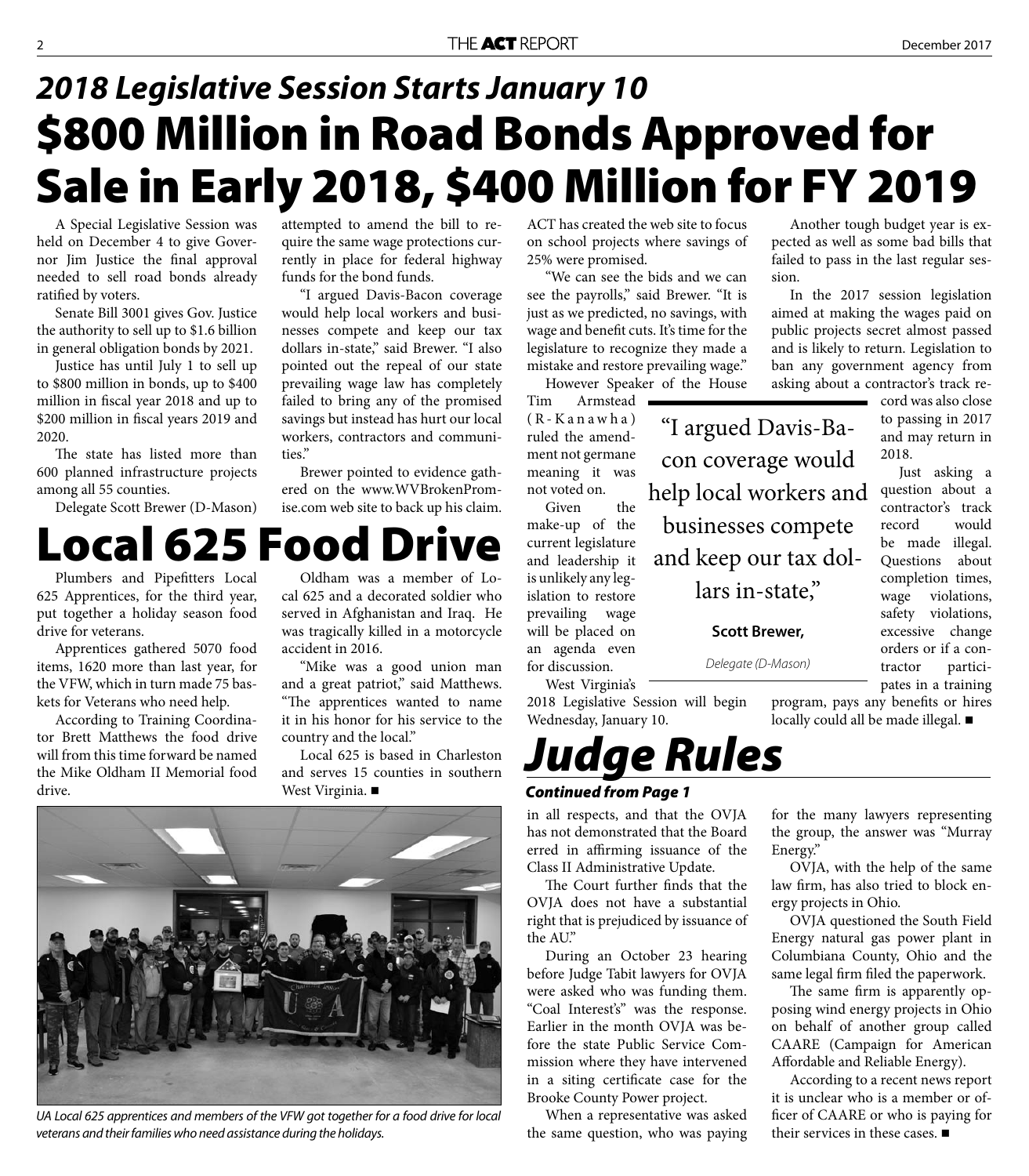## *2018 Legislative Session Starts January 10*

# $800 Million in Road Bonds Approved for Sale in Early 2018, $400 Million for FY 2019

A Special Legislative Session was held on December 4 to give Governor Jim Justice the final approval needed to sell road bonds already ratified by voters.

Senate Bill 3001 gives Gov. Justice the authority to sell up to $1.6 billion in general obligation bonds by 2021.

Justice has until July 1 to sell up to $800 million in bonds, up to $400 million in fiscal year 2018 and up to $200 million in fiscal years 2019 and 2020.

The state has listed more than 600 planned infrastructure projects among all 55 counties.

Delegate Scott Brewer (D-Mason) attempted to amend the bill to require the same wage protections currently in place for federal highway funds for the bond funds.

"I argued Davis-Bacon coverage would help local workers and businesses compete and keep our tax dollars in-state," said Brewer. "I also pointed out the repeal of our state prevailing wage law has completely failed to bring any of the promised savings but instead has hurt our local workers, contractors and communities."

Brewer pointed to evidence gathered on the www.WVBrokenPromise.com web site to back up his claim.

ACT has created the web site to focus on school projects where savings of 25% were promised.

"We can see the bids and we can see the payrolls," said Brewer. "It is just as we predicted, no savings, with wage and benefit cuts. It's time for the legislature to recognize they made a mistake and restore prevailing wage."

However Speaker of the House Tim Armstead (R-Kanawha) ruled the amendment not germane meaning it was not voted on.

> "I argued Davis-Bacon coverage would help local workers and businesses compete and keep our tax dollars in-state,"
>
> **Scott Brewer,**
>
> *Delegate (D-Mason)*

Given the make-up of the current legislature and leadership it is unlikely any legislation to restore prevailing wage will be placed on an agenda even for discussion.

West Virginia's 2018 Legislative Session will begin Wednesday, January 10.

Another tough budget year is expected as well as some bad bills that failed to pass in the last regular session.

In the 2017 session legislation aimed at making the wages paid on public projects secret almost passed and is likely to return. Legislation to ban any government agency from asking about a contractor's track record was also close to passing in 2017 and may return in 2018.

Just asking a question about a contractor's track record would be made illegal. Questions about completion times, wage violations, safety violations, excessive change orders or if a contractor participates in a training program, pays any benefits or hires locally could all be made illegal. ■

# Local 625 Food Drive

Plumbers and Pipefitters Local 625 Apprentices, for the third year, put together a holiday season food drive for veterans.

Apprentices gathered 5070 food items, 1620 more than last year, for the VFW, which in turn made 75 baskets for Veterans who need help.

According to Training Coordinator Brett Matthews the food drive will from this time forward be named the Mike Oldham II Memorial food drive.

Oldham was a member of Local 625 and a decorated soldier who served in Afghanistan and Iraq. He was tragically killed in a motorcycle accident in 2016.

"Mike was a good union man and a great patriot," said Matthews. "The apprentices wanted to name it in his honor for his service to the country and the local."

Local 625 is based in Charleston and serves 15 counties in southern West Virginia. ■

*UA Local 625 apprentices and members of the VFW got together for a food drive for local veterans and their families who need assistance during the holidays.*

# *Judge Rules*

***Continued from Page 1***

in all respects, and that the OVJA has not demonstrated that the Board erred in affirming issuance of the Class II Administrative Update.

The Court further finds that the OVJA does not have a substantial right that is prejudiced by issuance of the AU."

During an October 23 hearing before Judge Tabit lawyers for OVJA were asked who was funding them. "Coal Interest's" was the response. Earlier in the month OVJA was before the state Public Service Commission where they have intervened in a siting certificate case for the Brooke County Power project.

When a representative was asked the same question, who was paying for the many lawyers representing the group, the answer was "Murray Energy."

OVJA, with the help of the same law firm, has also tried to block energy projects in Ohio.

OVJA questioned the South Field Energy natural gas power plant in Columbiana County, Ohio and the same legal firm filed the paperwork.

The same firm is apparently opposing wind energy projects in Ohio on behalf of another group called CAARE (Campaign for American Affordable and Reliable Energy).

According to a recent news report it is unclear who is a member or officer of CAARE or who is paying for their services in these cases. ■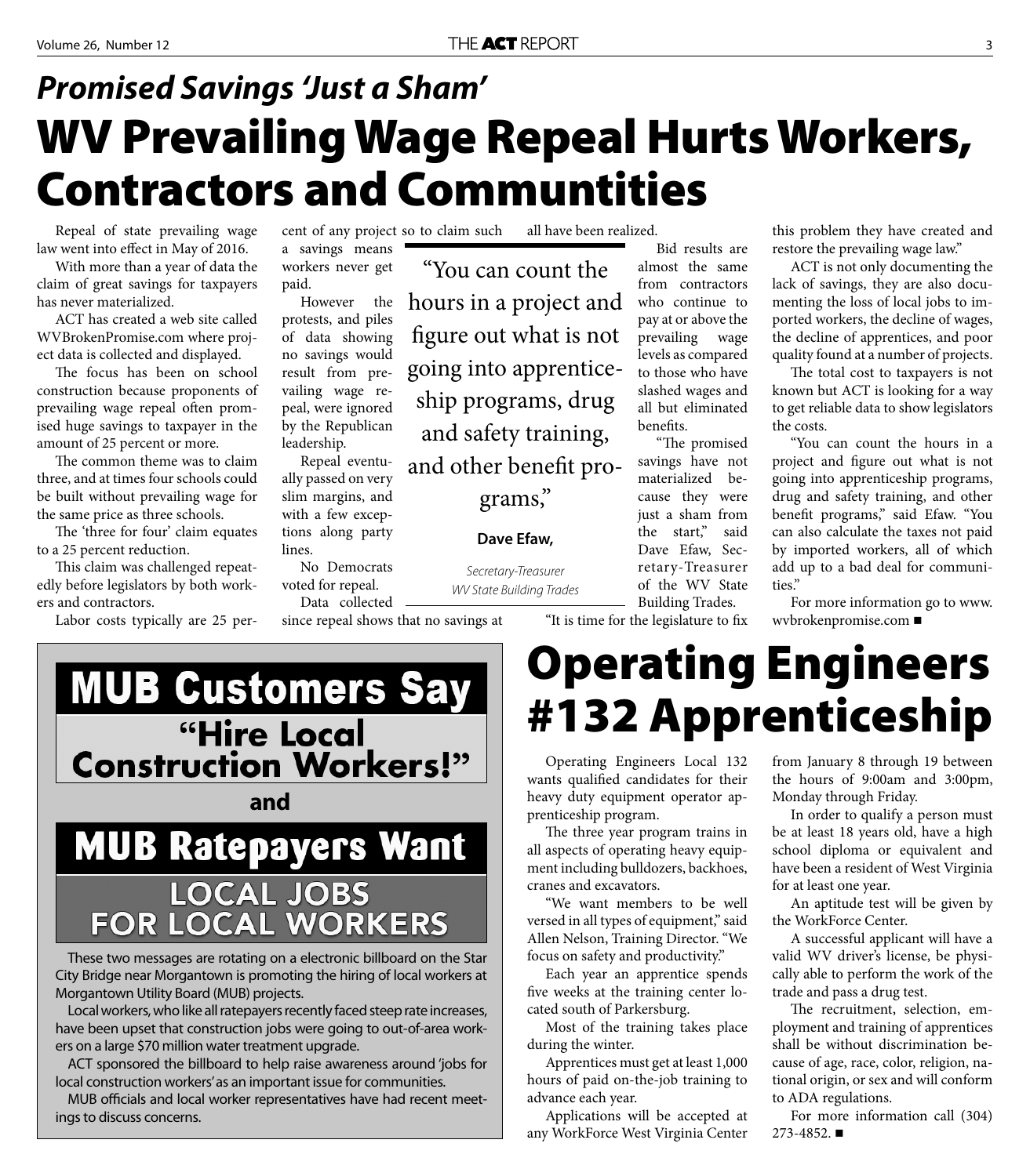## *Promised Savings 'Just a Sham'*

# WV Prevailing Wage Repeal Hurts Workers, Contractors and Communtities

Repeal of state prevailing wage law went into effect in May of 2016.

With more than a year of data the claim of great savings for taxpayers has never materialized.

ACT has created a web site called WVBrokenPromise.com where project data is collected and displayed.

The focus has been on school construction because proponents of prevailing wage repeal often promised huge savings to taxpayer in the amount of 25 percent or more.

The common theme was to claim three, and at times four schools could be built without prevailing wage for the same price as three schools.

The 'three for four' claim equates to a 25 percent reduction.

This claim was challenged repeatedly before legislators by both workers and contractors.

Labor costs typically are 25 percent of any project so to claim such a savings means workers never get paid.

However the protests, and piles of data showing no savings would result from prevailing wage repeal, were ignored by the Republican leadership.

Repeal eventually passed on very slim margins, and with a few exceptions along party lines.

No Democrats voted for repeal.

Data collected since repeal shows that no savings at all have been realized.

> "You can count the hours in a project and figure out what is not going into apprenticeship programs, drug and safety training, and other benefit programs,"
>
> **Dave Efaw,**
>
> *Secretary-Treasurer*
> *WV State Building Trades*

Bid results are almost the same from contractors who continue to pay at or above the prevailing wage levels as compared to those who have slashed wages and all but eliminated benefits.

"The promised savings have not materialized because they were just a sham from the start," said Dave Efaw, Secretary-Treasurer of the WV State Building Trades.

"It is time for the legislature to fix this problem they have created and restore the prevailing wage law."

ACT is not only documenting the lack of savings, they are also documenting the loss of local jobs to imported workers, the decline of wages, the decline of apprentices, and poor quality found at a number of projects.

The total cost to taxpayers is not known but ACT is looking for a way to get reliable data to show legislators the costs.

"You can count the hours in a project and figure out what is not going into apprenticeship programs, drug and safety training, and other benefit programs," said Efaw. "You can also calculate the taxes not paid by imported workers, all of which add up to a bad deal for communities."

For more information go to www.wvbrokenpromise.com ■

## MUB Customers Say

### "Hire Local Construction Workers!"

**and**

## MUB Ratepayers Want

### LOCAL JOBS FOR LOCAL WORKERS

These two messages are rotating on a electronic billboard on the Star City Bridge near Morgantown is promoting the hiring of local workers at Morgantown Utility Board (MUB) projects.

Local workers, who like all ratepayers recently faced steep rate increases, have been upset that construction jobs were going to out-of-area workers on a large $70 million water treatment upgrade.

ACT sponsored the billboard to help raise awareness around 'jobs for local construction workers' as an important issue for communities.

MUB officials and local worker representatives have had recent meetings to discuss concerns.

# Operating Engineers #132 Apprenticeship

Operating Engineers Local 132 wants qualified candidates for their heavy duty equipment operator apprenticeship program.

The three year program trains in all aspects of operating heavy equipment including bulldozers, backhoes, cranes and excavators.

"We want members to be well versed in all types of equipment," said Allen Nelson, Training Director. "We focus on safety and productivity."

Each year an apprentice spends five weeks at the training center located south of Parkersburg.

Most of the training takes place during the winter.

Apprentices must get at least 1,000 hours of paid on-the-job training to advance each year.

Applications will be accepted at any WorkForce West Virginia Center from January 8 through 19 between the hours of 9:00am and 3:00pm, Monday through Friday.

In order to qualify a person must be at least 18 years old, have a high school diploma or equivalent and have been a resident of West Virginia for at least one year.

An aptitude test will be given by the WorkForce Center.

A successful applicant will have a valid WV driver's license, be physically able to perform the work of the trade and pass a drug test.

The recruitment, selection, employment and training of apprentices shall be without discrimination because of age, race, color, religion, national origin, or sex and will conform to ADA regulations.

For more information call (304) 273-4852. ■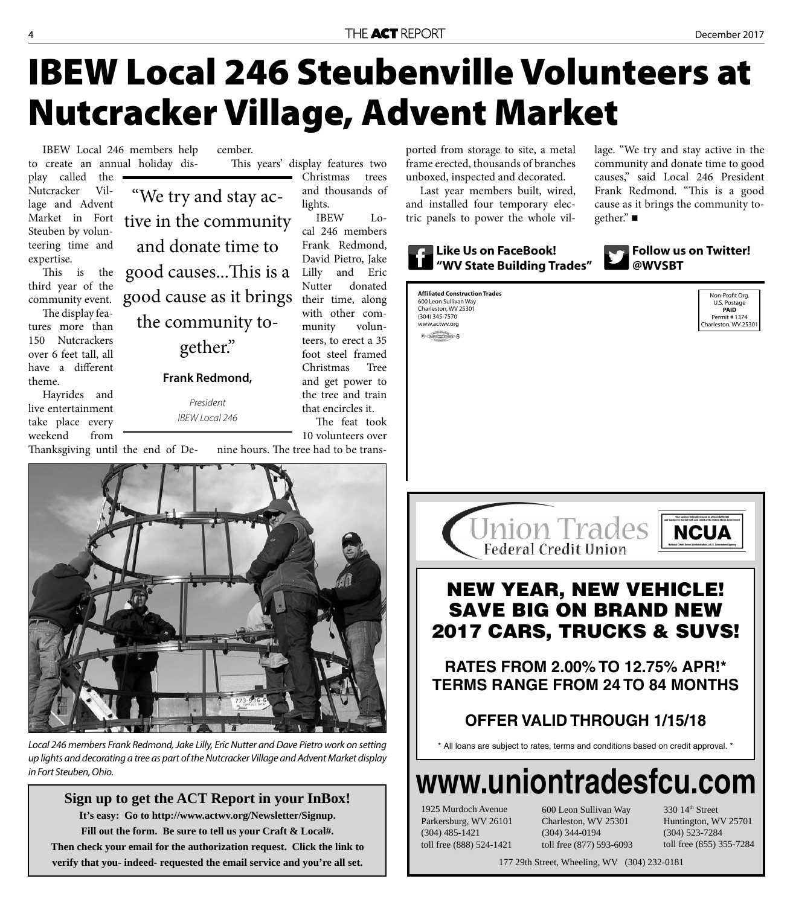# IBEW Local 246 Steubenville Volunteers at Nutcracker Village, Advent Market

IBEW Local 246 members help to create an annual holiday display called the Nutcracker Village and Advent Market in Fort Steuben by volunteering time and expertise.

This is the third year of the community event.

The display features more than 150 Nutcrackers over 6 feet tall, all have a different theme.

Hayrides and live entertainment take place every weekend from Thanksgiving until the end of December.

> "We try and stay active in the community and donate time to good causes...This is a good cause as it brings the community together."
>
> **Frank Redmond,**
>
> *President*
> *IBEW Local 246*

This years' display features two Christmas trees and thousands of lights.

IBEW Local 246 members Frank Redmond, David Pietro, Jake Lilly and Eric Nutter donated their time, along with other community volunteers, to erect a 35 foot steel framed Christmas Tree and get power to the tree and train that encircles it.

The feat took 10 volunteers over nine hours. The tree had to be transported from storage to site, a metal frame erected, thousands of branches unboxed, inspected and decorated.

Last year members built, wired, and installed four temporary electric panels to power the whole village. "We try and stay active in the community and donate time to good causes," said Local 246 President Frank Redmond. "This is a good cause as it brings the community together." ■

*Local 246 members Frank Redmond, Jake Lilly, Eric Nutter and Dave Pietro work on setting up lights and decorating a tree as part of the Nutcracker Village and Advent Market display in Fort Steuben, Ohio.*

**Like Us on FaceBook! "WV State Building Trades"**

**Follow us on Twitter! @WVSBT**

**Affiliated Construction Trades**
600 Leon Sullivan Way
Charleston, WV 25301
(304) 345-7570
www.actwv.org

Non-Profit Org.
U.S. Postage
**PAID**
Permit # 1374
Charleston, WV 25301

**Sign up to get the ACT Report in your InBox!**

**It's easy: Go to http://www.actwv.org/Newsletter/Signup.**
**Fill out the form. Be sure to tell us your Craft & Local#.**
**Then check your email for the authorization request. Click the link to verify that you- indeed- requested the email service and you're all set.**

---

Union Trades Federal Credit Union

NCUA

## NEW YEAR, NEW VEHICLE! SAVE BIG ON BRAND NEW 2017 CARS, TRUCKS & SUVS!

**RATES FROM 2.00% TO 12.75% APR!\***
**TERMS RANGE FROM 24 TO 84 MONTHS**

**OFFER VALID THROUGH 1/15/18**

\* All loans are subject to rates, terms and conditions based on credit approval. \*

## www.uniontradesfcu.com

1925 Murdoch Avenue
Parkersburg, WV 26101
(304) 485-1421
toll free (888) 524-1421

600 Leon Sullivan Way
Charleston, WV 25301
(304) 344-0194
toll free (877) 593-6093

330 14th Street
Huntington, WV 25701
(304) 523-7284
toll free (855) 355-7284

177 29th Street, Wheeling, WV (304) 232-0181